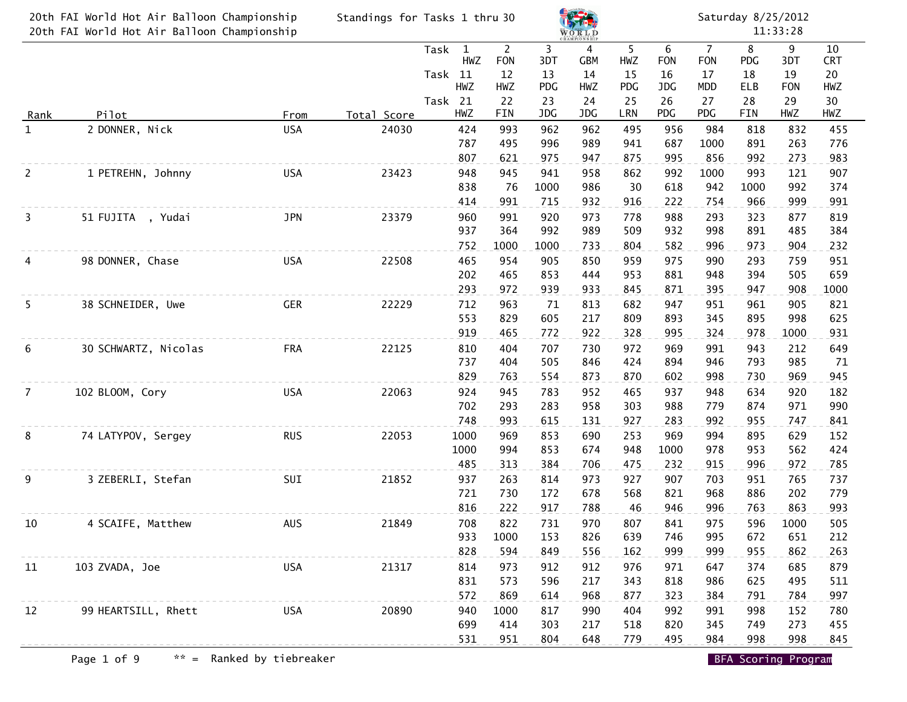# 20th FAI World Hot Air Balloon Championship

20th FAI World Hot Air Balloon Championship

Standings for Tasks 1 thru 30

Saturday 8/25/2012 11:33:28

| Rank | Pilot | From | Total Score | Task | 1 HWZ | 2 FON | 3 3DT | 4 GBM | 5 HWZ | 6 FON | 7 FON | 8 PDG | 9 3DT | 10 CRT |
|---|---|---|---|---|---|---|---|---|---|---|---|---|---|---|
| | | | | Task | 11 HWZ | 12 HWZ | 13 PDG | 14 HWZ | 15 PDG | 16 JDG | 17 MDD | 18 ELB | 19 FON | 20 HWZ |
| | | | | Task | 21 HWZ | 22 FIN | 23 JDG | 24 JDG | 25 LRN | 26 PDG | 27 PDG | 28 FIN | 29 HWZ | 30 HWZ |
| 1 | 2 DONNER, Nick | USA | 24030 | | 424 | 993 | 962 | 962 | 495 | 956 | 984 | 818 | 832 | 455 |
| | | | | | 787 | 495 | 996 | 989 | 941 | 687 | 1000 | 891 | 263 | 776 |
| | | | | | 807 | 621 | 975 | 947 | 875 | 995 | 856 | 992 | 273 | 983 |
| 2 | 1 PETREHN, Johnny | USA | 23423 | | 948 | 945 | 941 | 958 | 862 | 992 | 1000 | 993 | 121 | 907 |
| | | | | | 838 | 76 | 1000 | 986 | 30 | 618 | 942 | 1000 | 992 | 374 |
| | | | | | 414 | 991 | 715 | 932 | 916 | 222 | 754 | 966 | 999 | 991 |
| 3 | 51 FUJITA , Yudai | JPN | 23379 | | 960 | 991 | 920 | 973 | 778 | 988 | 293 | 323 | 877 | 819 |
| | | | | | 937 | 364 | 992 | 989 | 509 | 932 | 998 | 891 | 485 | 384 |
| | | | | | 752 | 1000 | 1000 | 733 | 804 | 582 | 996 | 973 | 904 | 232 |
| 4 | 98 DONNER, Chase | USA | 22508 | | 465 | 954 | 905 | 850 | 959 | 975 | 990 | 293 | 759 | 951 |
| | | | | | 202 | 465 | 853 | 444 | 953 | 881 | 948 | 394 | 505 | 659 |
| | | | | | 293 | 972 | 939 | 933 | 845 | 871 | 395 | 947 | 908 | 1000 |
| 5 | 38 SCHNEIDER, Uwe | GER | 22229 | | 712 | 963 | 71 | 813 | 682 | 947 | 951 | 961 | 905 | 821 |
| | | | | | 553 | 829 | 605 | 217 | 809 | 893 | 345 | 895 | 998 | 625 |
| | | | | | 919 | 465 | 772 | 922 | 328 | 995 | 324 | 978 | 1000 | 931 |
| 6 | 30 SCHWARTZ, Nicolas | FRA | 22125 | | 810 | 404 | 707 | 730 | 972 | 969 | 991 | 943 | 212 | 649 |
| | | | | | 737 | 404 | 505 | 846 | 424 | 894 | 946 | 793 | 985 | 71 |
| | | | | | 829 | 763 | 554 | 873 | 870 | 602 | 998 | 730 | 969 | 945 |
| 7 | 102 BLOOM, Cory | USA | 22063 | | 924 | 945 | 783 | 952 | 465 | 937 | 948 | 634 | 920 | 182 |
| | | | | | 702 | 293 | 283 | 958 | 303 | 988 | 779 | 874 | 971 | 990 |
| | | | | | 748 | 993 | 615 | 131 | 927 | 283 | 992 | 955 | 747 | 841 |
| 8 | 74 LATYPOV, Sergey | RUS | 22053 | | 1000 | 969 | 853 | 690 | 253 | 969 | 994 | 895 | 629 | 152 |
| | | | | | 1000 | 994 | 853 | 674 | 948 | 1000 | 978 | 953 | 562 | 424 |
| | | | | | 485 | 313 | 384 | 706 | 475 | 232 | 915 | 996 | 972 | 785 |
| 9 | 3 ZEBERLI, Stefan | SUI | 21852 | | 937 | 263 | 814 | 973 | 927 | 907 | 703 | 951 | 765 | 737 |
| | | | | | 721 | 730 | 172 | 678 | 568 | 821 | 968 | 886 | 202 | 779 |
| | | | | | 816 | 222 | 917 | 788 | 46 | 946 | 996 | 763 | 863 | 993 |
| 10 | 4 SCAIFE, Matthew | AUS | 21849 | | 708 | 822 | 731 | 970 | 807 | 841 | 975 | 596 | 1000 | 505 |
| | | | | | 933 | 1000 | 153 | 826 | 639 | 746 | 995 | 672 | 651 | 212 |
| | | | | | 828 | 594 | 849 | 556 | 162 | 999 | 999 | 955 | 862 | 263 |
| 11 | 103 ZVADA, Joe | USA | 21317 | | 814 | 973 | 912 | 912 | 976 | 971 | 647 | 374 | 685 | 879 |
| | | | | | 831 | 573 | 596 | 217 | 343 | 818 | 986 | 625 | 495 | 511 |
| | | | | | 572 | 869 | 614 | 968 | 877 | 323 | 384 | 791 | 784 | 997 |
| 12 | 99 HEARTSILL, Rhett | USA | 20890 | | 940 | 1000 | 817 | 990 | 404 | 992 | 991 | 998 | 152 | 780 |
| | | | | | 699 | 414 | 303 | 217 | 518 | 820 | 345 | 749 | 273 | 455 |
| | | | | | 531 | 951 | 804 | 648 | 779 | 495 | 984 | 998 | 998 | 845 |

** = Ranked by tiebreaker

BFA Scoring Program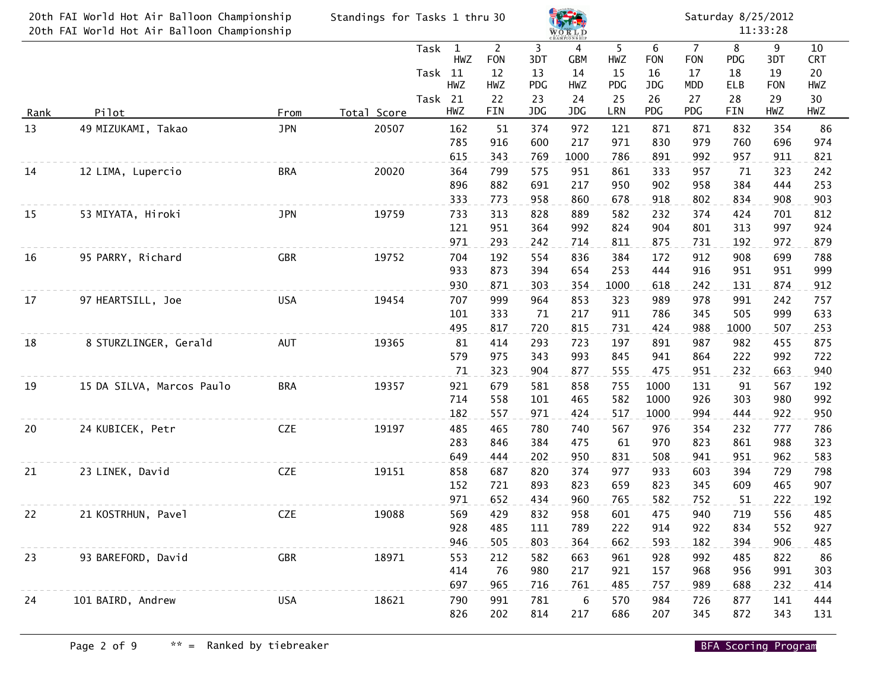20th FAI World Hot Air Balloon Championship
20th FAI World Hot Air Balloon Championship

Standings for Tasks 1 thru 30

Saturday 8/25/2012 11:33:28

| Rank | Pilot | From | Total Score | Task | 1 HWZ / 11 HWZ / 21 HWZ | 2 FON / 12 HWZ / 22 FIN | 3 3DT / 13 PDG / 23 JDG | 4 GBM / 14 HWZ / 24 JDG | 5 HWZ / 15 PDG / 25 LRN | 6 FON / 16 JDG / 26 PDG | 7 FON / 17 MDD / 27 PDG | 8 PDG / 18 ELB / 28 FIN | 9 3DT / 19 FON / 29 HWZ | 10 CRT / 20 HWZ / 30 HWZ |
|---|---|---|---|---|---|---|---|---|---|---|---|---|---|---|
| 13 | 49 MIZUKAMI, Takao | JPN | 20507 | | 162 | 51 | 374 | 972 | 121 | 871 | 871 | 832 | 354 | 86 |
| | | | | | 785 | 916 | 600 | 217 | 971 | 830 | 979 | 760 | 696 | 974 |
| | | | | | 615 | 343 | 769 | 1000 | 786 | 891 | 992 | 957 | 911 | 821 |
| 14 | 12 LIMA, Lupercio | BRA | 20020 | | 364 | 799 | 575 | 951 | 861 | 333 | 957 | 71 | 323 | 242 |
| | | | | | 896 | 882 | 691 | 217 | 950 | 902 | 958 | 384 | 444 | 253 |
| | | | | | 333 | 773 | 958 | 860 | 678 | 918 | 802 | 834 | 908 | 903 |
| 15 | 53 MIYATA, Hiroki | JPN | 19759 | | 733 | 313 | 828 | 889 | 582 | 232 | 374 | 424 | 701 | 812 |
| | | | | | 121 | 951 | 364 | 992 | 824 | 904 | 801 | 313 | 997 | 924 |
| | | | | | 971 | 293 | 242 | 714 | 811 | 875 | 731 | 192 | 972 | 879 |
| 16 | 95 PARRY, Richard | GBR | 19752 | | 704 | 192 | 554 | 836 | 384 | 172 | 912 | 908 | 699 | 788 |
| | | | | | 933 | 873 | 394 | 654 | 253 | 444 | 916 | 951 | 951 | 999 |
| | | | | | 930 | 871 | 303 | 354 | 1000 | 618 | 242 | 131 | 874 | 912 |
| 17 | 97 HEARTSILL, Joe | USA | 19454 | | 707 | 999 | 964 | 853 | 323 | 989 | 978 | 991 | 242 | 757 |
| | | | | | 101 | 333 | 71 | 217 | 911 | 786 | 345 | 505 | 999 | 633 |
| | | | | | 495 | 817 | 720 | 815 | 731 | 424 | 988 | 1000 | 507 | 253 |
| 18 | 8 STURZLINGER, Gerald | AUT | 19365 | | 81 | 414 | 293 | 723 | 197 | 891 | 987 | 982 | 455 | 875 |
| | | | | | 579 | 975 | 343 | 993 | 845 | 941 | 864 | 222 | 992 | 722 |
| | | | | | 71 | 323 | 904 | 877 | 555 | 475 | 951 | 232 | 663 | 940 |
| 19 | 15 DA SILVA, Marcos Paulo | BRA | 19357 | | 921 | 679 | 581 | 858 | 755 | 1000 | 131 | 91 | 567 | 192 |
| | | | | | 714 | 558 | 101 | 465 | 582 | 1000 | 926 | 303 | 980 | 992 |
| | | | | | 182 | 557 | 971 | 424 | 517 | 1000 | 994 | 444 | 922 | 950 |
| 20 | 24 KUBICEK, Petr | CZE | 19197 | | 485 | 465 | 780 | 740 | 567 | 976 | 354 | 232 | 777 | 786 |
| | | | | | 283 | 846 | 384 | 475 | 61 | 970 | 823 | 861 | 988 | 323 |
| | | | | | 649 | 444 | 202 | 950 | 831 | 508 | 941 | 951 | 962 | 583 |
| 21 | 23 LINEK, David | CZE | 19151 | | 858 | 687 | 820 | 374 | 977 | 933 | 603 | 394 | 729 | 798 |
| | | | | | 152 | 721 | 893 | 823 | 659 | 823 | 345 | 609 | 465 | 907 |
| | | | | | 971 | 652 | 434 | 960 | 765 | 582 | 752 | 51 | 222 | 192 |
| 22 | 21 KOSTRHUN, Pavel | CZE | 19088 | | 569 | 429 | 832 | 958 | 601 | 475 | 940 | 719 | 556 | 485 |
| | | | | | 928 | 485 | 111 | 789 | 222 | 914 | 922 | 834 | 552 | 927 |
| | | | | | 946 | 505 | 803 | 364 | 662 | 593 | 182 | 394 | 906 | 485 |
| 23 | 93 BAREFORD, David | GBR | 18971 | | 553 | 212 | 582 | 663 | 961 | 928 | 992 | 485 | 822 | 86 |
| | | | | | 414 | 76 | 980 | 217 | 921 | 157 | 968 | 956 | 991 | 303 |
| | | | | | 697 | 965 | 716 | 761 | 485 | 757 | 989 | 688 | 232 | 414 |
| 24 | 101 BAIRD, Andrew | USA | 18621 | | 790 | 991 | 781 | 6 | 570 | 984 | 726 | 877 | 141 | 444 |
| | | | | | 826 | 202 | 814 | 217 | 686 | 207 | 345 | 872 | 343 | 131 |

** = Ranked by tiebreaker

BFA Scoring Program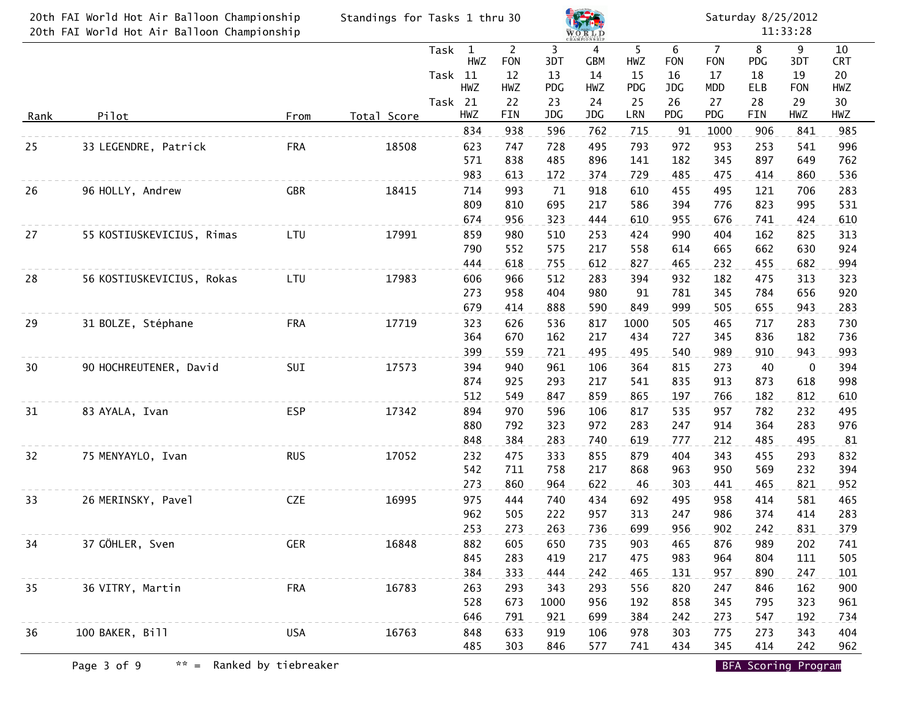20th FAI World Hot Air Balloon Championship

Standings for Tasks 1 thru 30

Saturday 8/25/2012 11:33:28

| Rank | Pilot | From | Total Score | Task | 1 HWZ / 11 HWZ / 21 HWZ | 2 FON / 12 HWZ / 22 FIN | 3 3DT / 13 PDG / 23 JDG | 4 GBM / 14 HWZ / 24 JDG | 5 HWZ / 15 PDG / 25 LRN | 6 FON / 16 JDG / 26 PDG | 7 FON / 17 MDD / 27 PDG | 8 PDG / 18 ELB / 28 FIN | 9 3DT / 19 FON / 29 HWZ | 10 CRT / 20 HWZ / 30 HWZ |
|---|---|---|---|---|---|---|---|---|---|---|---|---|---|---|
| | | | | | 834 | 938 | 596 | 762 | 715 | 91 | 1000 | 906 | 841 | 985 |
| 25 | 33 LEGENDRE, Patrick | FRA | 18508 | | 623 | 747 | 728 | 495 | 793 | 972 | 953 | 253 | 541 | 996 |
| | | | | | 571 | 838 | 485 | 896 | 141 | 182 | 345 | 897 | 649 | 762 |
| | | | | | 983 | 613 | 172 | 374 | 729 | 485 | 475 | 414 | 860 | 536 |
| 26 | 96 HOLLY, Andrew | GBR | 18415 | | 714 | 993 | 71 | 918 | 610 | 455 | 495 | 121 | 706 | 283 |
| | | | | | 809 | 810 | 695 | 217 | 586 | 394 | 776 | 823 | 995 | 531 |
| | | | | | 674 | 956 | 323 | 444 | 610 | 955 | 676 | 741 | 424 | 610 |
| 27 | 55 KOSTIUSKEVICIUS, Rimas | LTU | 17991 | | 859 | 980 | 510 | 253 | 424 | 990 | 404 | 162 | 825 | 313 |
| | | | | | 790 | 552 | 575 | 217 | 558 | 614 | 665 | 662 | 630 | 924 |
| | | | | | 444 | 618 | 755 | 612 | 827 | 465 | 232 | 455 | 682 | 994 |
| 28 | 56 KOSTIUSKEVICIUS, Rokas | LTU | 17983 | | 606 | 966 | 512 | 283 | 394 | 932 | 182 | 475 | 313 | 323 |
| | | | | | 273 | 958 | 404 | 980 | 91 | 781 | 345 | 784 | 656 | 920 |
| | | | | | 679 | 414 | 888 | 590 | 849 | 999 | 505 | 655 | 943 | 283 |
| 29 | 31 BOLZE, Stéphane | FRA | 17719 | | 323 | 626 | 536 | 817 | 1000 | 505 | 465 | 717 | 283 | 730 |
| | | | | | 364 | 670 | 162 | 217 | 434 | 727 | 345 | 836 | 182 | 736 |
| | | | | | 399 | 559 | 721 | 495 | 495 | 540 | 989 | 910 | 943 | 993 |
| 30 | 90 HOCHREUTENER, David | SUI | 17573 | | 394 | 940 | 961 | 106 | 364 | 815 | 273 | 40 | 0 | 394 |
| | | | | | 874 | 925 | 293 | 217 | 541 | 835 | 913 | 873 | 618 | 998 |
| | | | | | 512 | 549 | 847 | 859 | 865 | 197 | 766 | 182 | 812 | 610 |
| 31 | 83 AYALA, Ivan | ESP | 17342 | | 894 | 970 | 596 | 106 | 817 | 535 | 957 | 782 | 232 | 495 |
| | | | | | 880 | 792 | 323 | 972 | 283 | 247 | 914 | 364 | 283 | 976 |
| | | | | | 848 | 384 | 283 | 740 | 619 | 777 | 212 | 485 | 495 | 81 |
| 32 | 75 MENYAYLO, Ivan | RUS | 17052 | | 232 | 475 | 333 | 855 | 879 | 404 | 343 | 455 | 293 | 832 |
| | | | | | 542 | 711 | 758 | 217 | 868 | 963 | 950 | 569 | 232 | 394 |
| | | | | | 273 | 860 | 964 | 622 | 46 | 303 | 441 | 465 | 821 | 952 |
| 33 | 26 MERINSKY, Pavel | CZE | 16995 | | 975 | 444 | 740 | 434 | 692 | 495 | 958 | 414 | 581 | 465 |
| | | | | | 962 | 505 | 222 | 957 | 313 | 247 | 986 | 374 | 414 | 283 |
| | | | | | 253 | 273 | 263 | 736 | 699 | 956 | 902 | 242 | 831 | 379 |
| 34 | 37 GÖHLER, Sven | GER | 16848 | | 882 | 605 | 650 | 735 | 903 | 465 | 876 | 989 | 202 | 741 |
| | | | | | 845 | 283 | 419 | 217 | 475 | 983 | 964 | 804 | 111 | 505 |
| | | | | | 384 | 333 | 444 | 242 | 465 | 131 | 957 | 890 | 247 | 101 |
| 35 | 36 VITRY, Martin | FRA | 16783 | | 263 | 293 | 343 | 293 | 556 | 820 | 247 | 846 | 162 | 900 |
| | | | | | 528 | 673 | 1000 | 956 | 192 | 858 | 345 | 795 | 323 | 961 |
| | | | | | 646 | 791 | 921 | 699 | 384 | 242 | 273 | 547 | 192 | 734 |
| 36 | 100 BAKER, Bill | USA | 16763 | | 848 | 633 | 919 | 106 | 978 | 303 | 775 | 273 | 343 | 404 |
| | | | | | 485 | 303 | 846 | 577 | 741 | 434 | 345 | 414 | 242 | 962 |

** = Ranked by tiebreaker

BFA Scoring Program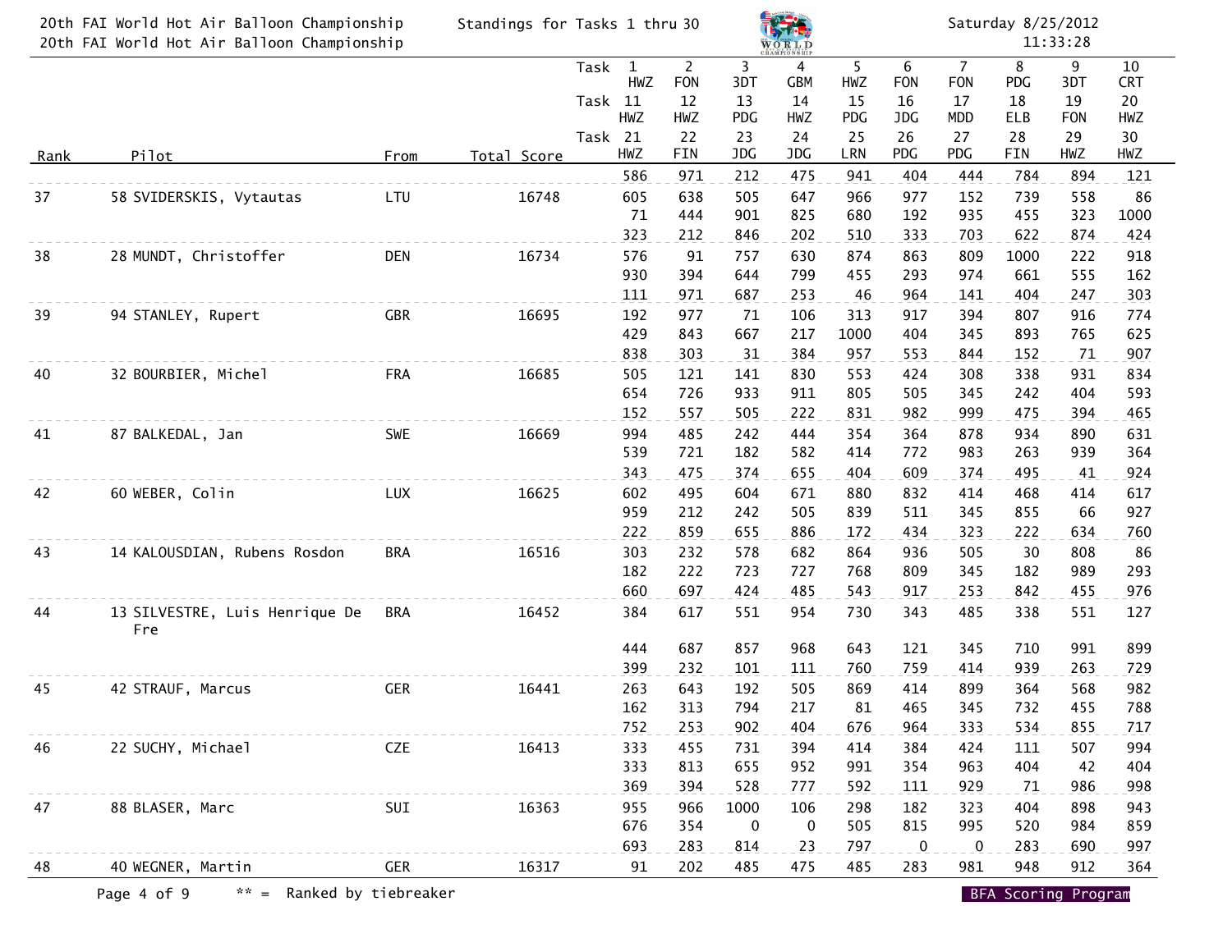# 20th FAI World Hot Air Balloon Championship

Standings for Tasks 1 thru 30 — Saturday 8/25/2012 11:33:28

| Rank | Pilot | From | Total Score | Task | 1 HWZ / 11 HWZ / 21 HWZ | 2 FON / 12 HWZ / 22 FIN | 3 3DT / 13 PDG / 23 JDG | 4 GBM / 14 HWZ / 24 JDG | 5 HWZ / 15 PDG / 25 LRN | 6 FON / 16 JDG / 26 PDG | 7 FON / 17 MDD / 27 PDG | 8 PDG / 18 ELB / 28 FIN | 9 3DT / 19 FON / 29 HWZ | 10 CRT / 20 HWZ / 30 HWZ |
|---|---|---|---|---|---|---|---|---|---|---|---|---|---|---|
| | | | | | 586 | 971 | 212 | 475 | 941 | 404 | 444 | 784 | 894 | 121 |
| 37 | 58 SVIDERSKIS, Vytautas | LTU | 16748 | | 605 | 638 | 505 | 647 | 966 | 977 | 152 | 739 | 558 | 86 |
| | | | | | 71 | 444 | 901 | 825 | 680 | 192 | 935 | 455 | 323 | 1000 |
| | | | | | 323 | 212 | 846 | 202 | 510 | 333 | 703 | 622 | 874 | 424 |
| 38 | 28 MUNDT, Christoffer | DEN | 16734 | | 576 | 91 | 757 | 630 | 874 | 863 | 809 | 1000 | 222 | 918 |
| | | | | | 930 | 394 | 644 | 799 | 455 | 293 | 974 | 661 | 555 | 162 |
| | | | | | 111 | 971 | 687 | 253 | 46 | 964 | 141 | 404 | 247 | 303 |
| 39 | 94 STANLEY, Rupert | GBR | 16695 | | 192 | 977 | 71 | 106 | 313 | 917 | 394 | 807 | 916 | 774 |
| | | | | | 429 | 843 | 667 | 217 | 1000 | 404 | 345 | 893 | 765 | 625 |
| | | | | | 838 | 303 | 31 | 384 | 957 | 553 | 844 | 152 | 71 | 907 |
| 40 | 32 BOURBIER, Michel | FRA | 16685 | | 505 | 121 | 141 | 830 | 553 | 424 | 308 | 338 | 931 | 834 |
| | | | | | 654 | 726 | 933 | 911 | 805 | 505 | 345 | 242 | 404 | 593 |
| | | | | | 152 | 557 | 505 | 222 | 831 | 982 | 999 | 475 | 394 | 465 |
| 41 | 87 BALKEDAL, Jan | SWE | 16669 | | 994 | 485 | 242 | 444 | 354 | 364 | 878 | 934 | 890 | 631 |
| | | | | | 539 | 721 | 182 | 582 | 414 | 772 | 983 | 263 | 939 | 364 |
| | | | | | 343 | 475 | 374 | 655 | 404 | 609 | 374 | 495 | 41 | 924 |
| 42 | 60 WEBER, Colin | LUX | 16625 | | 602 | 495 | 604 | 671 | 880 | 832 | 414 | 468 | 414 | 617 |
| | | | | | 959 | 212 | 242 | 505 | 839 | 511 | 345 | 855 | 66 | 927 |
| | | | | | 222 | 859 | 655 | 886 | 172 | 434 | 323 | 222 | 634 | 760 |
| 43 | 14 KALOUSDIAN, Rubens Rosdon | BRA | 16516 | | 303 | 232 | 578 | 682 | 864 | 936 | 505 | 30 | 808 | 86 |
| | | | | | 182 | 222 | 723 | 727 | 768 | 809 | 345 | 182 | 989 | 293 |
| | | | | | 660 | 697 | 424 | 485 | 543 | 917 | 253 | 842 | 455 | 976 |
| 44 | 13 SILVESTRE, Luis Henrique De Fre | BRA | 16452 | | 384 | 617 | 551 | 954 | 730 | 343 | 485 | 338 | 551 | 127 |
| | | | | | 444 | 687 | 857 | 968 | 643 | 121 | 345 | 710 | 991 | 899 |
| | | | | | 399 | 232 | 101 | 111 | 760 | 759 | 414 | 939 | 263 | 729 |
| 45 | 42 STRAUF, Marcus | GER | 16441 | | 263 | 643 | 192 | 505 | 869 | 414 | 899 | 364 | 568 | 982 |
| | | | | | 162 | 313 | 794 | 217 | 81 | 465 | 345 | 732 | 455 | 788 |
| | | | | | 752 | 253 | 902 | 404 | 676 | 964 | 333 | 534 | 855 | 717 |
| 46 | 22 SUCHY, Michael | CZE | 16413 | | 333 | 455 | 731 | 394 | 414 | 384 | 424 | 111 | 507 | 994 |
| | | | | | 333 | 813 | 655 | 952 | 991 | 354 | 963 | 404 | 42 | 404 |
| | | | | | 369 | 394 | 528 | 777 | 592 | 111 | 929 | 71 | 986 | 998 |
| 47 | 88 BLASER, Marc | SUI | 16363 | | 955 | 966 | 1000 | 106 | 298 | 182 | 323 | 404 | 898 | 943 |
| | | | | | 676 | 354 | 0 | 0 | 505 | 815 | 995 | 520 | 984 | 859 |
| | | | | | 693 | 283 | 814 | 23 | 797 | 0 | 0 | 283 | 690 | 997 |
| 48 | 40 WEGNER, Martin | GER | 16317 | | 91 | 202 | 485 | 475 | 485 | 283 | 981 | 948 | 912 | 364 |

** = Ranked by tiebreaker

BFA Scoring Program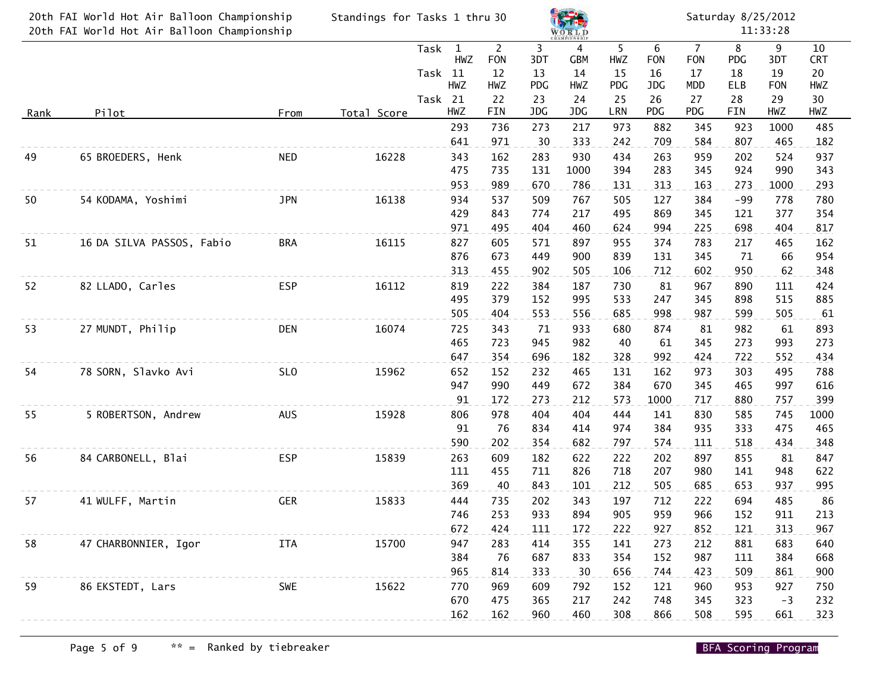20th FAI World Hot Air Balloon Championship
20th FAI World Hot Air Balloon Championship

Standings for Tasks 1 thru 30

Saturday 8/25/2012
11:33:28

| Rank | Pilot | From | Total Score | Task | | | | | | | | | |
|---|---|---|---|---|---|---|---|---|---|---|---|---|---|
| | | | | 1 HWZ | 2 FON | 3 3DT | 4 GBM | 5 HWZ | 6 FON | 7 FON | 8 PDG | 9 3DT | 10 CRT |
| | | | | 11 HWZ | 12 HWZ | 13 PDG | 14 HWZ | 15 PDG | 16 JDG | 17 MDD | 18 ELB | 19 FON | 20 HWZ |
| | | | | 21 HWZ | 22 FIN | 23 JDG | 24 JDG | 25 LRN | 26 PDG | 27 PDG | 28 FIN | 29 HWZ | 30 HWZ |
| | | | | 293 | 736 | 273 | 217 | 973 | 882 | 345 | 923 | 1000 | 485 |
| | | | | 641 | 971 | 30 | 333 | 242 | 709 | 584 | 807 | 465 | 182 |
| 49 | 65 BROEDERS, Henk | NED | 16228 | 343 | 162 | 283 | 930 | 434 | 263 | 959 | 202 | 524 | 937 |
| | | | | 475 | 735 | 131 | 1000 | 394 | 283 | 345 | 924 | 990 | 343 |
| | | | | 953 | 989 | 670 | 786 | 131 | 313 | 163 | 273 | 1000 | 293 |
| 50 | 54 KODAMA, Yoshimi | JPN | 16138 | 934 | 537 | 509 | 767 | 505 | 127 | 384 | -99 | 778 | 780 |
| | | | | 429 | 843 | 774 | 217 | 495 | 869 | 345 | 121 | 377 | 354 |
| | | | | 971 | 495 | 404 | 460 | 624 | 994 | 225 | 698 | 404 | 817 |
| 51 | 16 DA SILVA PASSOS, Fabio | BRA | 16115 | 827 | 605 | 571 | 897 | 955 | 374 | 783 | 217 | 465 | 162 |
| | | | | 876 | 673 | 449 | 900 | 839 | 131 | 345 | 71 | 66 | 954 |
| | | | | 313 | 455 | 902 | 505 | 106 | 712 | 602 | 950 | 62 | 348 |
| 52 | 82 LLADO, Carles | ESP | 16112 | 819 | 222 | 384 | 187 | 730 | 81 | 967 | 890 | 111 | 424 |
| | | | | 495 | 379 | 152 | 995 | 533 | 247 | 345 | 898 | 515 | 885 |
| | | | | 505 | 404 | 553 | 556 | 685 | 998 | 987 | 599 | 505 | 61 |
| 53 | 27 MUNDT, Philip | DEN | 16074 | 725 | 343 | 71 | 933 | 680 | 874 | 81 | 982 | 61 | 893 |
| | | | | 465 | 723 | 945 | 982 | 40 | 61 | 345 | 273 | 993 | 273 |
| | | | | 647 | 354 | 696 | 182 | 328 | 992 | 424 | 722 | 552 | 434 |
| 54 | 78 SORN, Slavko Avi | SLO | 15962 | 652 | 152 | 232 | 465 | 131 | 162 | 973 | 303 | 495 | 788 |
| | | | | 947 | 990 | 449 | 672 | 384 | 670 | 345 | 465 | 997 | 616 |
| | | | | 91 | 172 | 273 | 212 | 573 | 1000 | 717 | 880 | 757 | 399 |
| 55 | 5 ROBERTSON, Andrew | AUS | 15928 | 806 | 978 | 404 | 404 | 444 | 141 | 830 | 585 | 745 | 1000 |
| | | | | 91 | 76 | 834 | 414 | 974 | 384 | 935 | 333 | 475 | 465 |
| | | | | 590 | 202 | 354 | 682 | 797 | 574 | 111 | 518 | 434 | 348 |
| 56 | 84 CARBONELL, Blai | ESP | 15839 | 263 | 609 | 182 | 622 | 222 | 202 | 897 | 855 | 81 | 847 |
| | | | | 111 | 455 | 711 | 826 | 718 | 207 | 980 | 141 | 948 | 622 |
| | | | | 369 | 40 | 843 | 101 | 212 | 505 | 685 | 653 | 937 | 995 |
| 57 | 41 WULFF, Martin | GER | 15833 | 444 | 735 | 202 | 343 | 197 | 712 | 222 | 694 | 485 | 86 |
| | | | | 746 | 253 | 933 | 894 | 905 | 959 | 966 | 152 | 911 | 213 |
| | | | | 672 | 424 | 111 | 172 | 222 | 927 | 852 | 121 | 313 | 967 |
| 58 | 47 CHARBONNIER, Igor | ITA | 15700 | 947 | 283 | 414 | 355 | 141 | 273 | 212 | 881 | 683 | 640 |
| | | | | 384 | 76 | 687 | 833 | 354 | 152 | 987 | 111 | 384 | 668 |
| | | | | 965 | 814 | 333 | 30 | 656 | 744 | 423 | 509 | 861 | 900 |
| 59 | 86 EKSTEDT, Lars | SWE | 15622 | 770 | 969 | 609 | 792 | 152 | 121 | 960 | 953 | 927 | 750 |
| | | | | 670 | 475 | 365 | 217 | 242 | 748 | 345 | 323 | -3 | 232 |
| | | | | 162 | 162 | 960 | 460 | 308 | 866 | 508 | 595 | 661 | 323 |

** = Ranked by tiebreaker

BFA Scoring Program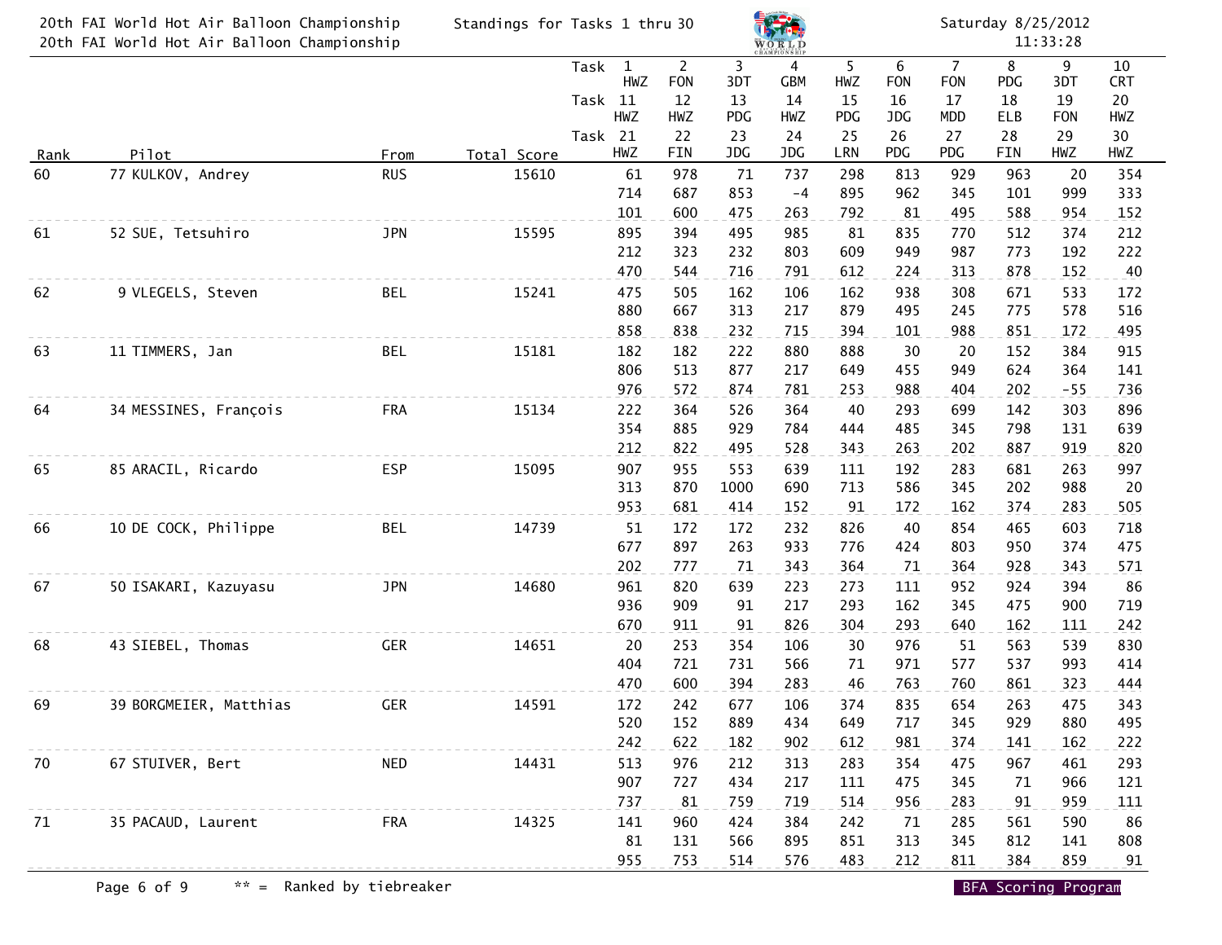20th FAI World Hot Air Balloon Championship — Standings for Tasks 1 thru 30

Saturday 8/25/2012 11:33:28

| Rank | Pilot | From | Total Score | Task | 1 HWZ / 11 HWZ / 21 HWZ | 2 FON / 12 HWZ / 22 FIN | 3 3DT / 13 PDG / 23 JDG | 4 GBM / 14 HWZ / 24 JDG | 5 HWZ / 15 PDG / 25 LRN | 6 FON / 16 JDG / 26 PDG | 7 FON / 17 MDD / 27 PDG | 8 PDG / 18 ELB / 28 FIN | 9 3DT / 19 FON / 29 HWZ | 10 CRT / 20 HWZ / 30 HWZ |
|---|---|---|---|---|---|---|---|---|---|---|---|---|---|---|
| 60 | 77 KULKOV, Andrey | RUS | 15610 | 1-10 | 61 | 978 | 71 | 737 | 298 | 813 | 929 | 963 | 20 | 354 |
| | | | | 11-20 | 714 | 687 | 853 | -4 | 895 | 962 | 345 | 101 | 999 | 333 |
| | | | | 21-30 | 101 | 600 | 475 | 263 | 792 | 81 | 495 | 588 | 954 | 152 |
| 61 | 52 SUE, Tetsuhiro | JPN | 15595 | 1-10 | 895 | 394 | 495 | 985 | 81 | 835 | 770 | 512 | 374 | 212 |
| | | | | 11-20 | 212 | 323 | 232 | 803 | 609 | 949 | 987 | 773 | 192 | 222 |
| | | | | 21-30 | 470 | 544 | 716 | 791 | 612 | 224 | 313 | 878 | 152 | 40 |
| 62 | 9 VLEGELS, Steven | BEL | 15241 | 1-10 | 475 | 505 | 162 | 106 | 162 | 938 | 308 | 671 | 533 | 172 |
| | | | | 11-20 | 880 | 667 | 313 | 217 | 879 | 495 | 245 | 775 | 578 | 516 |
| | | | | 21-30 | 858 | 838 | 232 | 715 | 394 | 101 | 988 | 851 | 172 | 495 |
| 63 | 11 TIMMERS, Jan | BEL | 15181 | 1-10 | 182 | 182 | 222 | 880 | 888 | 30 | 20 | 152 | 384 | 915 |
| | | | | 11-20 | 806 | 513 | 877 | 217 | 649 | 455 | 949 | 624 | 364 | 141 |
| | | | | 21-30 | 976 | 572 | 874 | 781 | 253 | 988 | 404 | 202 | -55 | 736 |
| 64 | 34 MESSINES, François | FRA | 15134 | 1-10 | 222 | 364 | 526 | 364 | 40 | 293 | 699 | 142 | 303 | 896 |
| | | | | 11-20 | 354 | 885 | 929 | 784 | 444 | 485 | 345 | 798 | 131 | 639 |
| | | | | 21-30 | 212 | 822 | 495 | 528 | 343 | 263 | 202 | 887 | 919 | 820 |
| 65 | 85 ARACIL, Ricardo | ESP | 15095 | 1-10 | 907 | 955 | 553 | 639 | 111 | 192 | 283 | 681 | 263 | 997 |
| | | | | 11-20 | 313 | 870 | 1000 | 690 | 713 | 586 | 345 | 202 | 988 | 20 |
| | | | | 21-30 | 953 | 681 | 414 | 152 | 91 | 172 | 162 | 374 | 283 | 505 |
| 66 | 10 DE COCK, Philippe | BEL | 14739 | 1-10 | 51 | 172 | 172 | 232 | 826 | 40 | 854 | 465 | 603 | 718 |
| | | | | 11-20 | 677 | 897 | 263 | 933 | 776 | 424 | 803 | 950 | 374 | 475 |
| | | | | 21-30 | 202 | 777 | 71 | 343 | 364 | 71 | 364 | 928 | 343 | 571 |
| 67 | 50 ISAKARI, Kazuyasu | JPN | 14680 | 1-10 | 961 | 820 | 639 | 223 | 273 | 111 | 952 | 924 | 394 | 86 |
| | | | | 11-20 | 936 | 909 | 91 | 217 | 293 | 162 | 345 | 475 | 900 | 719 |
| | | | | 21-30 | 670 | 911 | 91 | 826 | 304 | 293 | 640 | 162 | 111 | 242 |
| 68 | 43 SIEBEL, Thomas | GER | 14651 | 1-10 | 20 | 253 | 354 | 106 | 30 | 976 | 51 | 563 | 539 | 830 |
| | | | | 11-20 | 404 | 721 | 731 | 566 | 71 | 971 | 577 | 537 | 993 | 414 |
| | | | | 21-30 | 470 | 600 | 394 | 283 | 46 | 763 | 760 | 861 | 323 | 444 |
| 69 | 39 BORGMEIER, Matthias | GER | 14591 | 1-10 | 172 | 242 | 677 | 106 | 374 | 835 | 654 | 263 | 475 | 343 |
| | | | | 11-20 | 520 | 152 | 889 | 434 | 649 | 717 | 345 | 929 | 880 | 495 |
| | | | | 21-30 | 242 | 622 | 182 | 902 | 612 | 981 | 374 | 141 | 162 | 222 |
| 70 | 67 STUIVER, Bert | NED | 14431 | 1-10 | 513 | 976 | 212 | 313 | 283 | 354 | 475 | 967 | 461 | 293 |
| | | | | 11-20 | 907 | 727 | 434 | 217 | 111 | 475 | 345 | 71 | 966 | 121 |
| | | | | 21-30 | 737 | 81 | 759 | 719 | 514 | 956 | 283 | 91 | 959 | 111 |
| 71 | 35 PACAUD, Laurent | FRA | 14325 | 1-10 | 141 | 960 | 424 | 384 | 242 | 71 | 285 | 561 | 590 | 86 |
| | | | | 11-20 | 81 | 131 | 566 | 895 | 851 | 313 | 345 | 812 | 141 | 808 |
| | | | | 21-30 | 955 | 753 | 514 | 576 | 483 | 212 | 811 | 384 | 859 | 91 |

** = Ranked by tiebreaker

BFA Scoring Program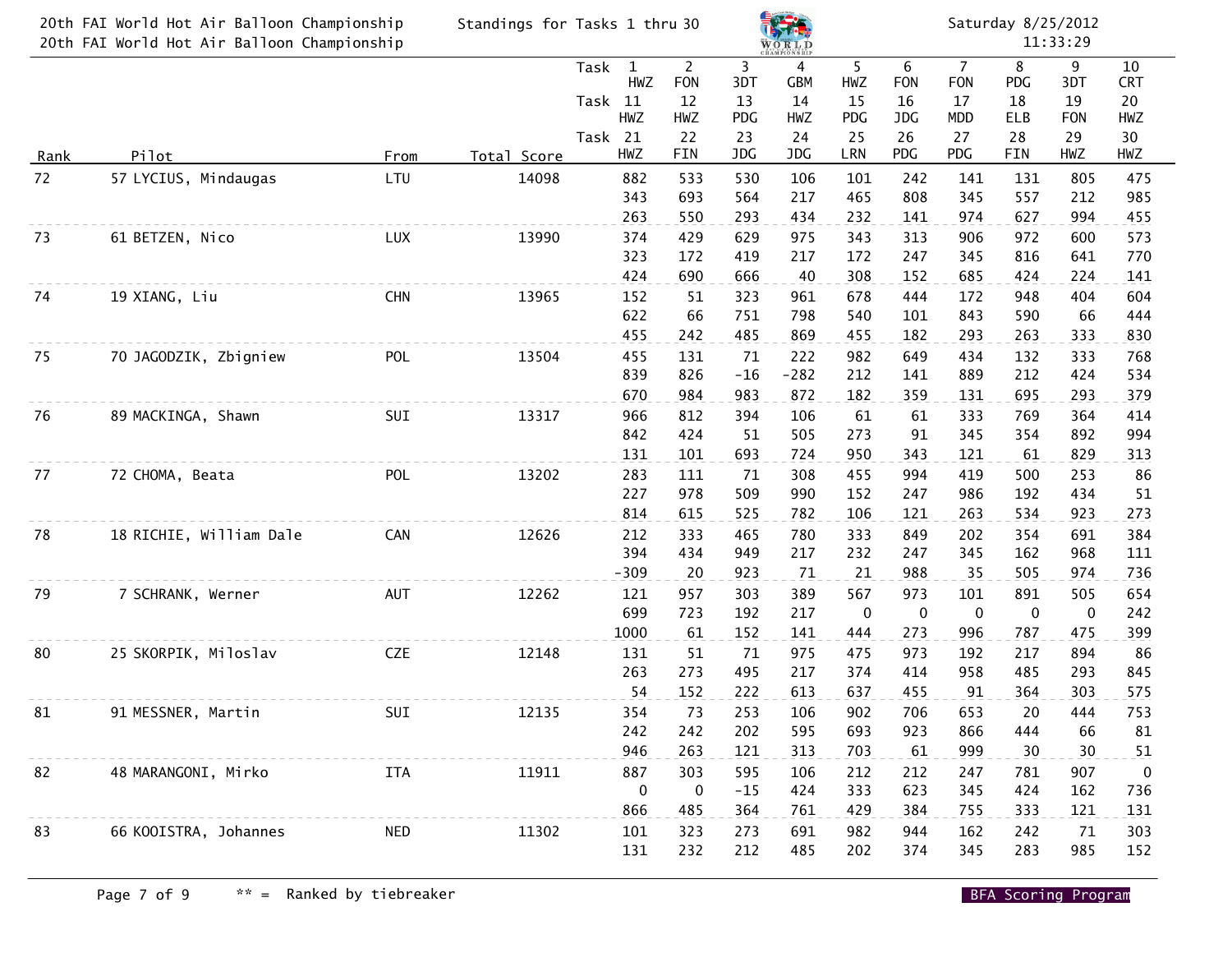20th FAI World Hot Air Balloon Championship
20th FAI World Hot Air Balloon Championship

Standings for Tasks 1 thru 30

Saturday 8/25/2012
11:33:29

| Rank | Pilot | From | Total Score | Task | 1 HWZ / 11 HWZ / 21 HWZ | 2 FON / 12 HWZ / 22 FIN | 3 3DT / 13 PDG / 23 JDG | 4 GBM / 14 HWZ / 24 JDG | 5 HWZ / 15 PDG / 25 LRN | 6 FON / 16 JDG / 26 PDG | 7 FON / 17 MDD / 27 PDG | 8 PDG / 18 ELB / 28 FIN | 9 3DT / 19 FON / 29 HWZ | 10 CRT / 20 HWZ / 30 HWZ |
|---|---|---|---|---|---|---|---|---|---|---|---|---|---|---|
| 72 | 57 LYCIUS, Mindaugas | LTU | 14098 | | 882 | 533 | 530 | 106 | 101 | 242 | 141 | 131 | 805 | 475 |
| | | | | | 343 | 693 | 564 | 217 | 465 | 808 | 345 | 557 | 212 | 985 |
| | | | | | 263 | 550 | 293 | 434 | 232 | 141 | 974 | 627 | 994 | 455 |
| 73 | 61 BETZEN, Nico | LUX | 13990 | | 374 | 429 | 629 | 975 | 343 | 313 | 906 | 972 | 600 | 573 |
| | | | | | 323 | 172 | 419 | 217 | 172 | 247 | 345 | 816 | 641 | 770 |
| | | | | | 424 | 690 | 666 | 40 | 308 | 152 | 685 | 424 | 224 | 141 |
| 74 | 19 XIANG, Liu | CHN | 13965 | | 152 | 51 | 323 | 961 | 678 | 444 | 172 | 948 | 404 | 604 |
| | | | | | 622 | 66 | 751 | 798 | 540 | 101 | 843 | 590 | 66 | 444 |
| | | | | | 455 | 242 | 485 | 869 | 455 | 182 | 293 | 263 | 333 | 830 |
| 75 | 70 JAGODZIK, Zbigniew | POL | 13504 | | 455 | 131 | 71 | 222 | 982 | 649 | 434 | 132 | 333 | 768 |
| | | | | | 839 | 826 | -16 | -282 | 212 | 141 | 889 | 212 | 424 | 534 |
| | | | | | 670 | 984 | 983 | 872 | 182 | 359 | 131 | 695 | 293 | 379 |
| 76 | 89 MACKINGA, Shawn | SUI | 13317 | | 966 | 812 | 394 | 106 | 61 | 61 | 333 | 769 | 364 | 414 |
| | | | | | 842 | 424 | 51 | 505 | 273 | 91 | 345 | 354 | 892 | 994 |
| | | | | | 131 | 101 | 693 | 724 | 950 | 343 | 121 | 61 | 829 | 313 |
| 77 | 72 CHOMA, Beata | POL | 13202 | | 283 | 111 | 71 | 308 | 455 | 994 | 419 | 500 | 253 | 86 |
| | | | | | 227 | 978 | 509 | 990 | 152 | 247 | 986 | 192 | 434 | 51 |
| | | | | | 814 | 615 | 525 | 782 | 106 | 121 | 263 | 534 | 923 | 273 |
| 78 | 18 RICHIE, William Dale | CAN | 12626 | | 212 | 333 | 465 | 780 | 333 | 849 | 202 | 354 | 691 | 384 |
| | | | | | 394 | 434 | 949 | 217 | 232 | 247 | 345 | 162 | 968 | 111 |
| | | | | | -309 | 20 | 923 | 71 | 21 | 988 | 35 | 505 | 974 | 736 |
| 79 | 7 SCHRANK, Werner | AUT | 12262 | | 121 | 957 | 303 | 389 | 567 | 973 | 101 | 891 | 505 | 654 |
| | | | | | 699 | 723 | 192 | 217 | 0 | 0 | 0 | 0 | 0 | 242 |
| | | | | | 1000 | 61 | 152 | 141 | 444 | 273 | 996 | 787 | 475 | 399 |
| 80 | 25 SKORPIK, Miloslav | CZE | 12148 | | 131 | 51 | 71 | 975 | 475 | 973 | 192 | 217 | 894 | 86 |
| | | | | | 263 | 273 | 495 | 217 | 374 | 414 | 958 | 485 | 293 | 845 |
| | | | | | 54 | 152 | 222 | 613 | 637 | 455 | 91 | 364 | 303 | 575 |
| 81 | 91 MESSNER, Martin | SUI | 12135 | | 354 | 73 | 253 | 106 | 902 | 706 | 653 | 20 | 444 | 753 |
| | | | | | 242 | 242 | 202 | 595 | 693 | 923 | 866 | 444 | 66 | 81 |
| | | | | | 946 | 263 | 121 | 313 | 703 | 61 | 999 | 30 | 30 | 51 |
| 82 | 48 MARANGONI, Mirko | ITA | 11911 | | 887 | 303 | 595 | 106 | 212 | 212 | 247 | 781 | 907 | 0 |
| | | | | | 0 | 0 | -15 | 424 | 333 | 623 | 345 | 424 | 162 | 736 |
| | | | | | 866 | 485 | 364 | 761 | 429 | 384 | 755 | 333 | 121 | 131 |
| 83 | 66 KOOISTRA, Johannes | NED | 11302 | | 101 | 323 | 273 | 691 | 982 | 944 | 162 | 242 | 71 | 303 |
| | | | | | 131 | 232 | 212 | 485 | 202 | 374 | 345 | 283 | 985 | 152 |

** = Ranked by tiebreaker

BFA Scoring Program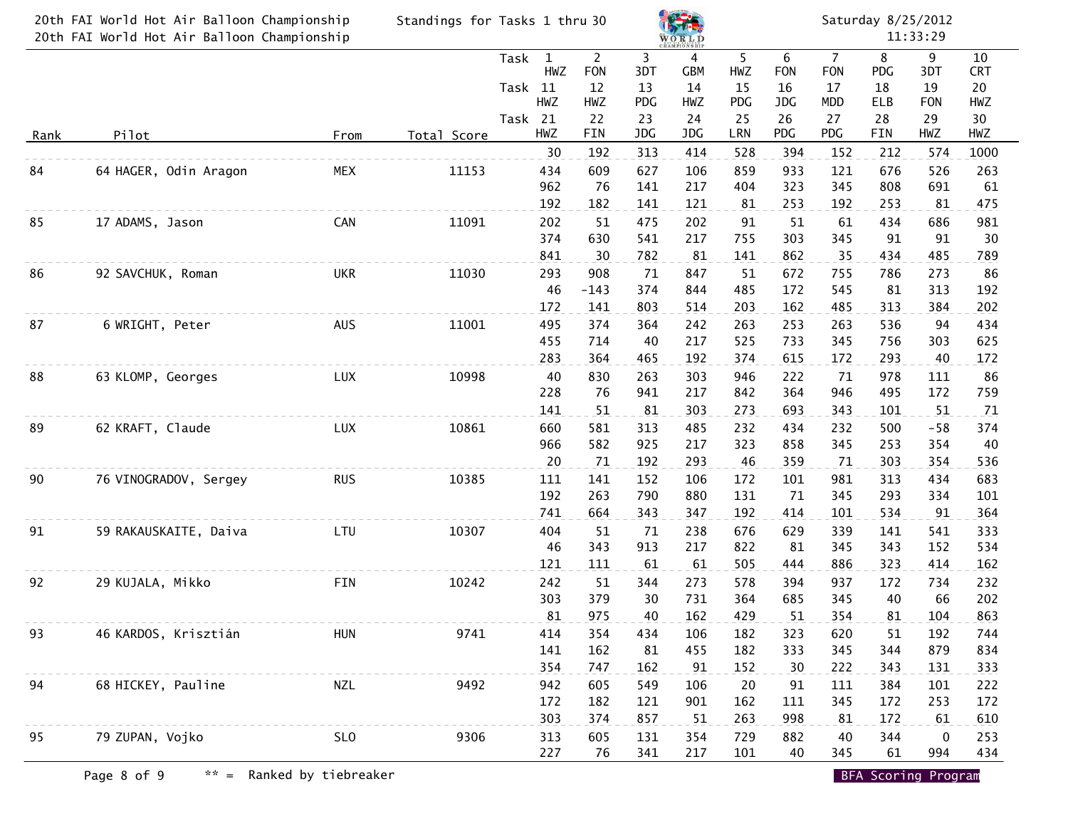# 20th FAI World Hot Air Balloon Championship

Standings for Tasks 1 thru 30

Saturday 8/25/2012 11:33:29

| Rank | Pilot | From | Total Score | | 1/11/21 | 2/12/22 | 3/13/23 | 4/14/24 | 5/15/25 | 6/16/26 | 7/17/27 | 8/18/28 | 9/19/29 | 10/20/30 |
|---|---|---|---|---|---|---|---|---|---|---|---|---|---|---|
| | | | | Task | 1 HWZ | 2 FON | 3 3DT | 4 GBM | 5 HWZ | 6 FON | 7 FON | 8 PDG | 9 3DT | 10 CRT |
| | | | | Task | 11 HWZ | 12 HWZ | 13 PDG | 14 HWZ | 15 PDG | 16 JDG | 17 MDD | 18 ELB | 19 FON | 20 HWZ |
| | | | | Task | 21 HWZ | 22 FIN | 23 JDG | 24 JDG | 25 LRN | 26 PDG | 27 PDG | 28 FIN | 29 HWZ | 30 HWZ |
| | | | | | 30 | 192 | 313 | 414 | 528 | 394 | 152 | 212 | 574 | 1000 |
| 84 | 64 HAGER, Odin Aragon | MEX | 11153 | | 434 | 609 | 627 | 106 | 859 | 933 | 121 | 676 | 526 | 263 |
| | | | | | 962 | 76 | 141 | 217 | 404 | 323 | 345 | 808 | 691 | 61 |
| | | | | | 192 | 182 | 141 | 121 | 81 | 253 | 192 | 253 | 81 | 475 |
| 85 | 17 ADAMS, Jason | CAN | 11091 | | 202 | 51 | 475 | 202 | 91 | 51 | 61 | 434 | 686 | 981 |
| | | | | | 374 | 630 | 541 | 217 | 755 | 303 | 345 | 91 | 91 | 30 |
| | | | | | 841 | 30 | 782 | 81 | 141 | 862 | 35 | 434 | 485 | 789 |
| 86 | 92 SAVCHUK, Roman | UKR | 11030 | | 293 | 908 | 71 | 847 | 51 | 672 | 755 | 786 | 273 | 86 |
| | | | | | 46 | -143 | 374 | 844 | 485 | 172 | 545 | 81 | 313 | 192 |
| | | | | | 172 | 141 | 803 | 514 | 203 | 162 | 485 | 313 | 384 | 202 |
| 87 | 6 WRIGHT, Peter | AUS | 11001 | | 495 | 374 | 364 | 242 | 263 | 253 | 263 | 536 | 94 | 434 |
| | | | | | 455 | 714 | 40 | 217 | 525 | 733 | 345 | 756 | 303 | 625 |
| | | | | | 283 | 364 | 465 | 192 | 374 | 615 | 172 | 293 | 40 | 172 |
| 88 | 63 KLOMP, Georges | LUX | 10998 | | 40 | 830 | 263 | 303 | 946 | 222 | 71 | 978 | 111 | 86 |
| | | | | | 228 | 76 | 941 | 217 | 842 | 364 | 946 | 495 | 172 | 759 |
| | | | | | 141 | 51 | 81 | 303 | 273 | 693 | 343 | 101 | 51 | 71 |
| 89 | 62 KRAFT, Claude | LUX | 10861 | | 660 | 581 | 313 | 485 | 232 | 434 | 232 | 500 | -58 | 374 |
| | | | | | 966 | 582 | 925 | 217 | 323 | 858 | 345 | 253 | 354 | 40 |
| | | | | | 20 | 71 | 192 | 293 | 46 | 359 | 71 | 303 | 354 | 536 |
| 90 | 76 VINOGRADOV, Sergey | RUS | 10385 | | 111 | 141 | 152 | 106 | 172 | 101 | 981 | 313 | 434 | 683 |
| | | | | | 192 | 263 | 790 | 880 | 131 | 71 | 345 | 293 | 334 | 101 |
| | | | | | 741 | 664 | 343 | 347 | 192 | 414 | 101 | 534 | 91 | 364 |
| 91 | 59 RAKAUSKAITE, Daiva | LTU | 10307 | | 404 | 51 | 71 | 238 | 676 | 629 | 339 | 141 | 541 | 333 |
| | | | | | 46 | 343 | 913 | 217 | 822 | 81 | 345 | 343 | 152 | 534 |
| | | | | | 121 | 111 | 61 | 61 | 505 | 444 | 886 | 323 | 414 | 162 |
| 92 | 29 KUJALA, Mikko | FIN | 10242 | | 242 | 51 | 344 | 273 | 578 | 394 | 937 | 172 | 734 | 232 |
| | | | | | 303 | 379 | 30 | 731 | 364 | 685 | 345 | 40 | 66 | 202 |
| | | | | | 81 | 975 | 40 | 162 | 429 | 51 | 354 | 81 | 104 | 863 |
| 93 | 46 KARDOS, Krisztián | HUN | 9741 | | 414 | 354 | 434 | 106 | 182 | 323 | 620 | 51 | 192 | 744 |
| | | | | | 141 | 162 | 81 | 455 | 182 | 333 | 345 | 344 | 879 | 834 |
| | | | | | 354 | 747 | 162 | 91 | 152 | 30 | 222 | 343 | 131 | 333 |
| 94 | 68 HICKEY, Pauline | NZL | 9492 | | 942 | 605 | 549 | 106 | 20 | 91 | 111 | 384 | 101 | 222 |
| | | | | | 172 | 182 | 121 | 901 | 162 | 111 | 345 | 172 | 253 | 172 |
| | | | | | 303 | 374 | 857 | 51 | 263 | 998 | 81 | 172 | 61 | 610 |
| 95 | 79 ZUPAN, Vojko | SLO | 9306 | | 313 | 605 | 131 | 354 | 729 | 882 | 40 | 344 | 0 | 253 |
| | | | | | 227 | 76 | 341 | 217 | 101 | 40 | 345 | 61 | 994 | 434 |

** = Ranked by tiebreaker

BFA Scoring Program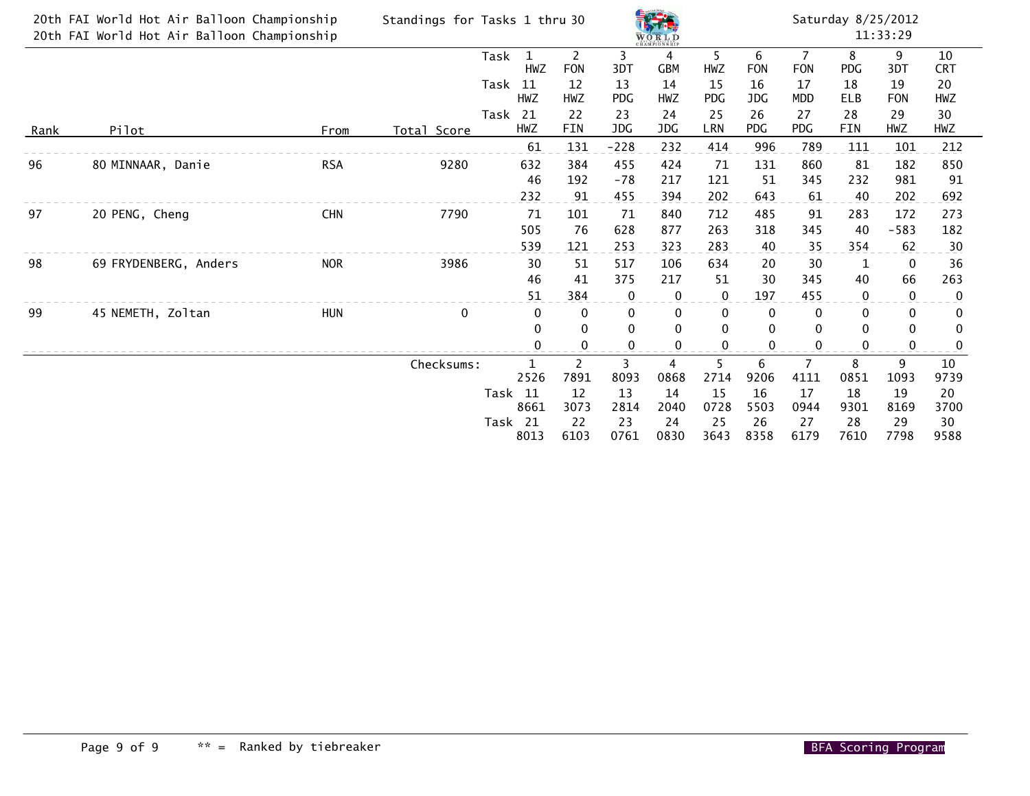20th FAI World Hot Air Balloon Championship

Standings for Tasks 1 thru 30

Saturday 8/25/2012 11:33:29

| Rank | Pilot | From | Total Score | Task | 1 HWZ / 11 HWZ / 21 HWZ | 2 FON / 12 HWZ / 22 FIN | 3 3DT / 13 PDG / 23 JDG | 4 GBM / 14 HWZ / 24 JDG | 5 HWZ / 15 PDG / 25 LRN | 6 FON / 16 JDG / 26 PDG | 7 FON / 17 MDD / 27 PDG | 8 PDG / 18 ELB / 28 FIN | 9 3DT / 19 FON / 29 HWZ | 10 CRT / 20 HWZ / 30 HWZ |
|---|---|---|---|---|---|---|---|---|---|---|---|---|---|---|
| | | | | | 61 | 131 | -228 | 232 | 414 | 996 | 789 | 111 | 101 | 212 |
| 96 | 80 MINNAAR, Danie | RSA | 9280 | | 632 | 384 | 455 | 424 | 71 | 131 | 860 | 81 | 182 | 850 |
| | | | | | 46 | 192 | -78 | 217 | 121 | 51 | 345 | 232 | 981 | 91 |
| | | | | | 232 | 91 | 455 | 394 | 202 | 643 | 61 | 40 | 202 | 692 |
| 97 | 20 PENG, Cheng | CHN | 7790 | | 71 | 101 | 71 | 840 | 712 | 485 | 91 | 283 | 172 | 273 |
| | | | | | 505 | 76 | 628 | 877 | 263 | 318 | 345 | 40 | -583 | 182 |
| | | | | | 539 | 121 | 253 | 323 | 283 | 40 | 35 | 354 | 62 | 30 |
| 98 | 69 FRYDENBERG, Anders | NOR | 3986 | | 30 | 51 | 517 | 106 | 634 | 20 | 30 | 1 | 0 | 36 |
| | | | | | 46 | 41 | 375 | 217 | 51 | 30 | 345 | 40 | 66 | 263 |
| | | | | | 51 | 384 | 0 | 0 | 0 | 197 | 455 | 0 | 0 | 0 |
| 99 | 45 NEMETH, Zoltan | HUN | 0 | | 0 | 0 | 0 | 0 | 0 | 0 | 0 | 0 | 0 | 0 |
| | | | | | 0 | 0 | 0 | 0 | 0 | 0 | 0 | 0 | 0 | 0 |
| | | | | | 0 | 0 | 0 | 0 | 0 | 0 | 0 | 0 | 0 | 0 |

| | | | | | | | | | | |
|---|---|---|---|---|---|---|---|---|---|---|
| Checksums: | 1 | 2 | 3 | 4 | 5 | 6 | 7 | 8 | 9 | 10 |
| | 2526 | 7891 | 8093 | 0868 | 2714 | 9206 | 4111 | 0851 | 1093 | 9739 |
| Task | 11 | 12 | 13 | 14 | 15 | 16 | 17 | 18 | 19 | 20 |
| | 8661 | 3073 | 2814 | 2040 | 0728 | 5503 | 0944 | 9301 | 8169 | 3700 |
| Task | 21 | 22 | 23 | 24 | 25 | 26 | 27 | 28 | 29 | 30 |
| | 8013 | 6103 | 0761 | 0830 | 3643 | 8358 | 6179 | 7610 | 7798 | 9588 |

** = Ranked by tiebreaker

BFA Scoring Program